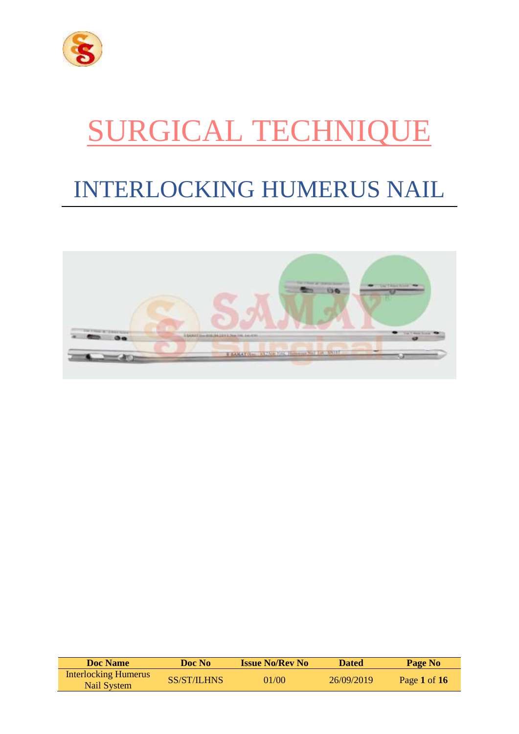# SURGICAL TECHNIQUE

## INTERLOCKING HUMERUS NAIL

| Doc Name | Doc No | Issue No/Rev No | Dated | Page No |
|---|---|---|---|---|
| Interlocking Humerus Nail System | SS/ST/ILHNS | 01/00 | 26/09/2019 | Page **1** of **16** |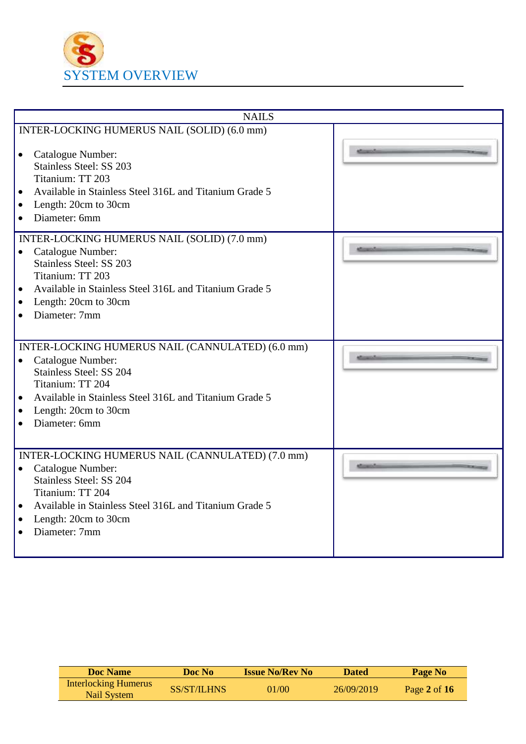# SYSTEM OVERVIEW

## NAILS

### INTER-LOCKING HUMERUS NAIL (SOLID) (6.0 mm)

- Catalogue Number:
  Stainless Steel: SS 203
  Titanium: TT 203
- Available in Stainless Steel 316L and Titanium Grade 5
- Length: 20cm to 30cm
- Diameter: 6mm

### INTER-LOCKING HUMERUS NAIL (SOLID) (7.0 mm)

- Catalogue Number:
  Stainless Steel: SS 203
  Titanium: TT 203
- Available in Stainless Steel 316L and Titanium Grade 5
- Length: 20cm to 30cm
- Diameter: 7mm

### INTER-LOCKING HUMERUS NAIL (CANNULATED) (6.0 mm)

- Catalogue Number:
  Stainless Steel: SS 204
  Titanium: TT 204
- Available in Stainless Steel 316L and Titanium Grade 5
- Length: 20cm to 30cm
- Diameter: 6mm

### INTER-LOCKING HUMERUS NAIL (CANNULATED) (7.0 mm)

- Catalogue Number:
  Stainless Steel: SS 204
  Titanium: TT 204
- Available in Stainless Steel 316L and Titanium Grade 5
- Length: 20cm to 30cm
- Diameter: 7mm

| Doc Name | Doc No | Issue No/Rev No | Dated | Page No |
|---|---|---|---|---|
| Interlocking Humerus Nail System | SS/ST/ILHNS | 01/00 | 26/09/2019 | Page **2** of **16** |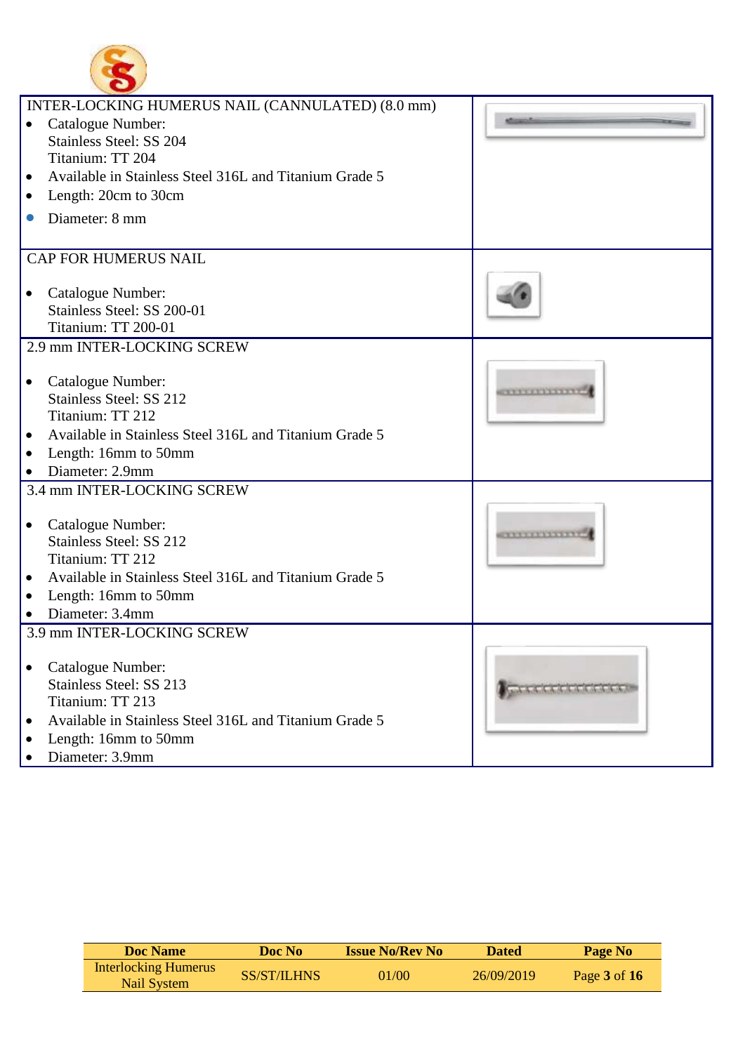| | |
|---|---|
| INTER-LOCKING HUMERUS NAIL (CANNULATED) (8.0 mm)<br>• Catalogue Number:<br>Stainless Steel: SS 204<br>Titanium: TT 204<br>• Available in Stainless Steel 316L and Titanium Grade 5<br>• Length: 20cm to 30cm<br>• Diameter: 8 mm | |
| CAP FOR HUMERUS NAIL<br>• Catalogue Number:<br>Stainless Steel: SS 200-01<br>Titanium: TT 200-01 | |
| 2.9 mm INTER-LOCKING SCREW<br>• Catalogue Number:<br>Stainless Steel: SS 212<br>Titanium: TT 212<br>• Available in Stainless Steel 316L and Titanium Grade 5<br>• Length: 16mm to 50mm<br>• Diameter: 2.9mm | |
| 3.4 mm INTER-LOCKING SCREW<br>• Catalogue Number:<br>Stainless Steel: SS 212<br>Titanium: TT 212<br>• Available in Stainless Steel 316L and Titanium Grade 5<br>• Length: 16mm to 50mm<br>• Diameter: 3.4mm | |
| 3.9 mm INTER-LOCKING SCREW<br>• Catalogue Number:<br>Stainless Steel: SS 213<br>Titanium: TT 213<br>• Available in Stainless Steel 316L and Titanium Grade 5<br>• Length: 16mm to 50mm<br>• Diameter: 3.9mm | |

| Doc Name | Doc No | Issue No/Rev No | Dated | Page No |
|---|---|---|---|---|
| Interlocking Humerus Nail System | SS/ST/ILHNS | 01/00 | 26/09/2019 | Page **3** of **16** |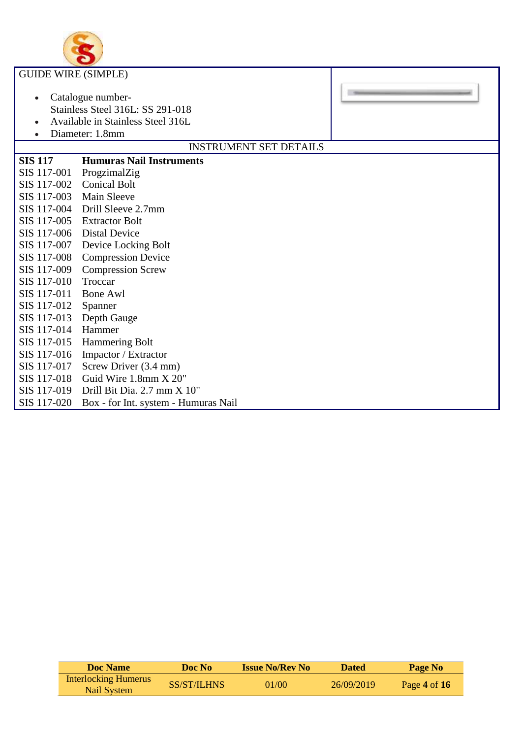GUIDE WIRE (SIMPLE)

- Catalogue number-
  Stainless Steel 316L: SS 291-018
- Available in Stainless Steel 316L
- Diameter: 1.8mm

INSTRUMENT SET DETAILS

| **SIS 117** | **Humuras Nail Instruments** |
|---|---|
| SIS 117-001 | ProgzimalZig |
| SIS 117-002 | Conical Bolt |
| SIS 117-003 | Main Sleeve |
| SIS 117-004 | Drill Sleeve 2.7mm |
| SIS 117-005 | Extractor Bolt |
| SIS 117-006 | Distal Device |
| SIS 117-007 | Device Locking Bolt |
| SIS 117-008 | Compression Device |
| SIS 117-009 | Compression Screw |
| SIS 117-010 | Troccar |
| SIS 117-011 | Bone Awl |
| SIS 117-012 | Spanner |
| SIS 117-013 | Depth Gauge |
| SIS 117-014 | Hammer |
| SIS 117-015 | Hammering Bolt |
| SIS 117-016 | Impactor / Extractor |
| SIS 117-017 | Screw Driver (3.4 mm) |
| SIS 117-018 | Guid Wire 1.8mm X 20" |
| SIS 117-019 | Drill Bit Dia. 2.7 mm X 10" |
| SIS 117-020 | Box - for Int. system - Humuras Nail |

| Doc Name | Doc No | Issue No/Rev No | Dated | Page No |
|---|---|---|---|---|
| Interlocking Humerus Nail System | SS/ST/ILHNS | 01/00 | 26/09/2019 | Page **4** of **16** |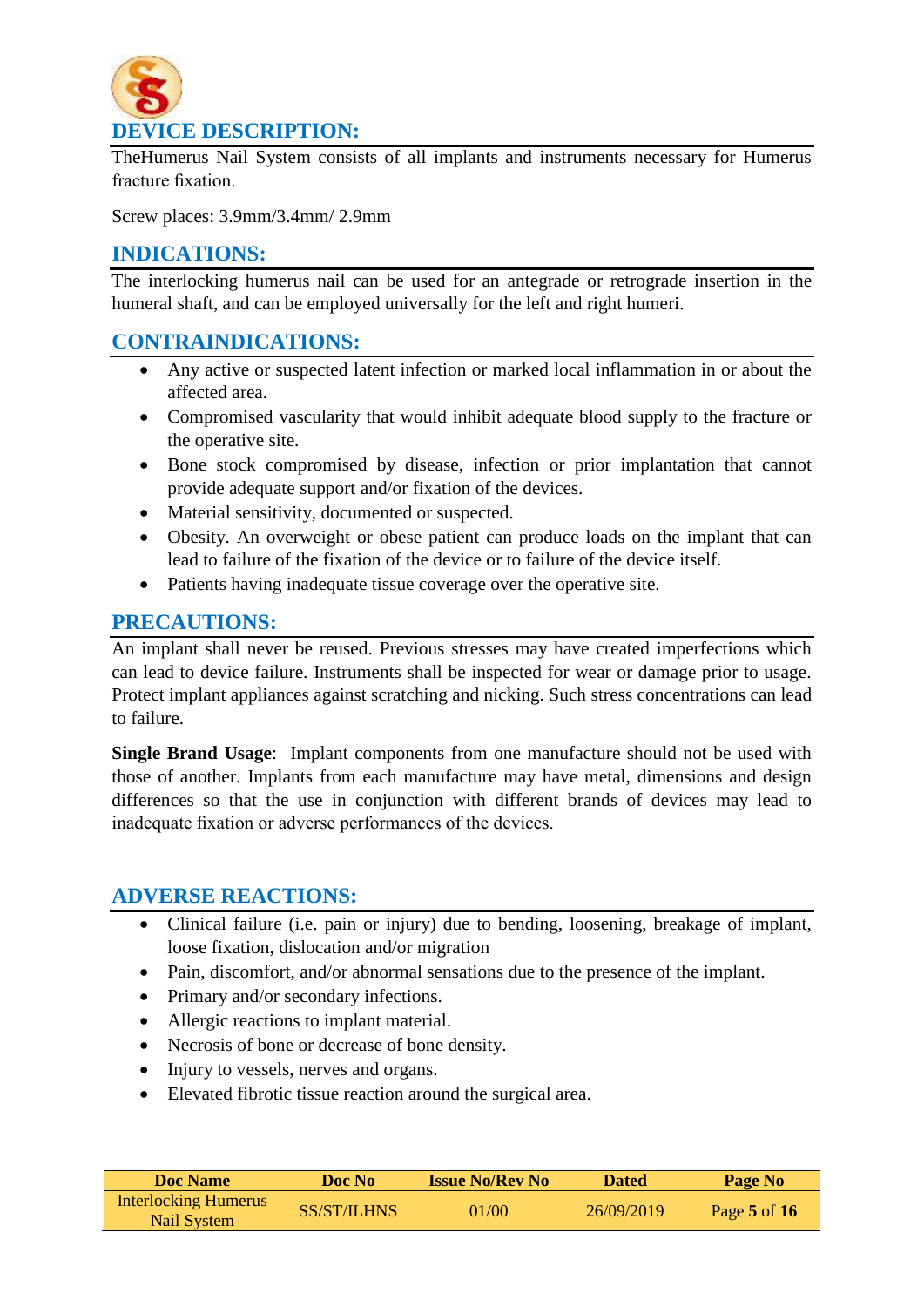## DEVICE DESCRIPTION:

TheHumerus Nail System consists of all implants and instruments necessary for Humerus fracture fixation.

Screw places: 3.9mm/3.4mm/ 2.9mm

## INDICATIONS:

The interlocking humerus nail can be used for an antegrade or retrograde insertion in the humeral shaft, and can be employed universally for the left and right humeri.

## CONTRAINDICATIONS:

- Any active or suspected latent infection or marked local inflammation in or about the affected area.
- Compromised vascularity that would inhibit adequate blood supply to the fracture or the operative site.
- Bone stock compromised by disease, infection or prior implantation that cannot provide adequate support and/or fixation of the devices.
- Material sensitivity, documented or suspected.
- Obesity. An overweight or obese patient can produce loads on the implant that can lead to failure of the fixation of the device or to failure of the device itself.
- Patients having inadequate tissue coverage over the operative site.

## PRECAUTIONS:

An implant shall never be reused. Previous stresses may have created imperfections which can lead to device failure. Instruments shall be inspected for wear or damage prior to usage. Protect implant appliances against scratching and nicking. Such stress concentrations can lead to failure.

**Single Brand Usage**: Implant components from one manufacture should not be used with those of another. Implants from each manufacture may have metal, dimensions and design differences so that the use in conjunction with different brands of devices may lead to inadequate fixation or adverse performances of the devices.

## ADVERSE REACTIONS:

- Clinical failure (i.e. pain or injury) due to bending, loosening, breakage of implant, loose fixation, dislocation and/or migration
- Pain, discomfort, and/or abnormal sensations due to the presence of the implant.
- Primary and/or secondary infections.
- Allergic reactions to implant material.
- Necrosis of bone or decrease of bone density.
- Injury to vessels, nerves and organs.
- Elevated fibrotic tissue reaction around the surgical area.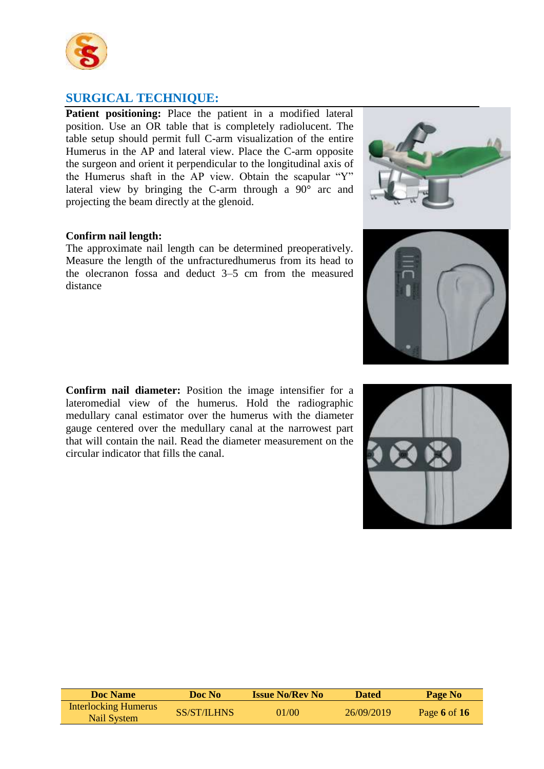## SURGICAL TECHNIQUE:

**Patient positioning:** Place the patient in a modified lateral position. Use an OR table that is completely radiolucent. The table setup should permit full C-arm visualization of the entire Humerus in the AP and lateral view. Place the C-arm opposite the surgeon and orient it perpendicular to the longitudinal axis of the Humerus shaft in the AP view. Obtain the scapular "Y" lateral view by bringing the C-arm through a 90° arc and projecting the beam directly at the glenoid.

**Confirm nail length:**

The approximate nail length can be determined preoperatively. Measure the length of the unfracturedhumerus from its head to the olecranon fossa and deduct 3–5 cm from the measured distance

**Confirm nail diameter:** Position the image intensifier for a lateromedial view of the humerus. Hold the radiographic medullary canal estimator over the humerus with the diameter gauge centered over the medullary canal at the narrowest part that will contain the nail. Read the diameter measurement on the circular indicator that fills the canal.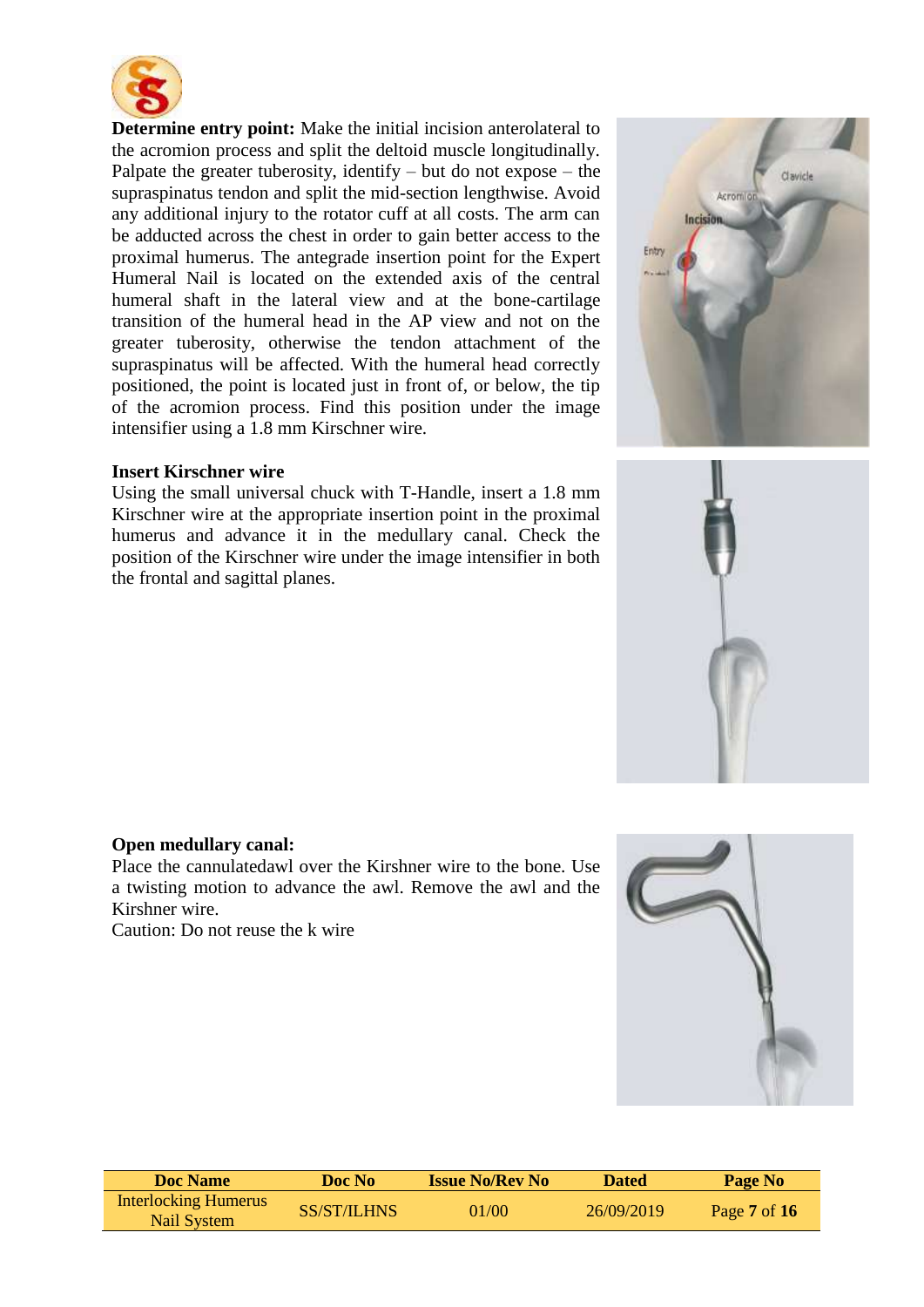**Determine entry point:** Make the initial incision anterolateral to the acromion process and split the deltoid muscle longitudinally. Palpate the greater tuberosity, identify – but do not expose – the supraspinatus tendon and split the mid-section lengthwise. Avoid any additional injury to the rotator cuff at all costs. The arm can be adducted across the chest in order to gain better access to the proximal humerus. The antegrade insertion point for the Expert Humeral Nail is located on the extended axis of the central humeral shaft in the lateral view and at the bone-cartilage transition of the humeral head in the AP view and not on the greater tuberosity, otherwise the tendon attachment of the supraspinatus will be affected. With the humeral head correctly positioned, the point is located just in front of, or below, the tip of the acromion process. Find this position under the image intensifier using a 1.8 mm Kirschner wire.

**Insert Kirschner wire**

Using the small universal chuck with T-Handle, insert a 1.8 mm Kirschner wire at the appropriate insertion point in the proximal humerus and advance it in the medullary canal. Check the position of the Kirschner wire under the image intensifier in both the frontal and sagittal planes.

**Open medullary canal:**

Place the cannulatedawl over the Kirshner wire to the bone. Use a twisting motion to advance the awl. Remove the awl and the Kirshner wire.

Caution: Do not reuse the k wire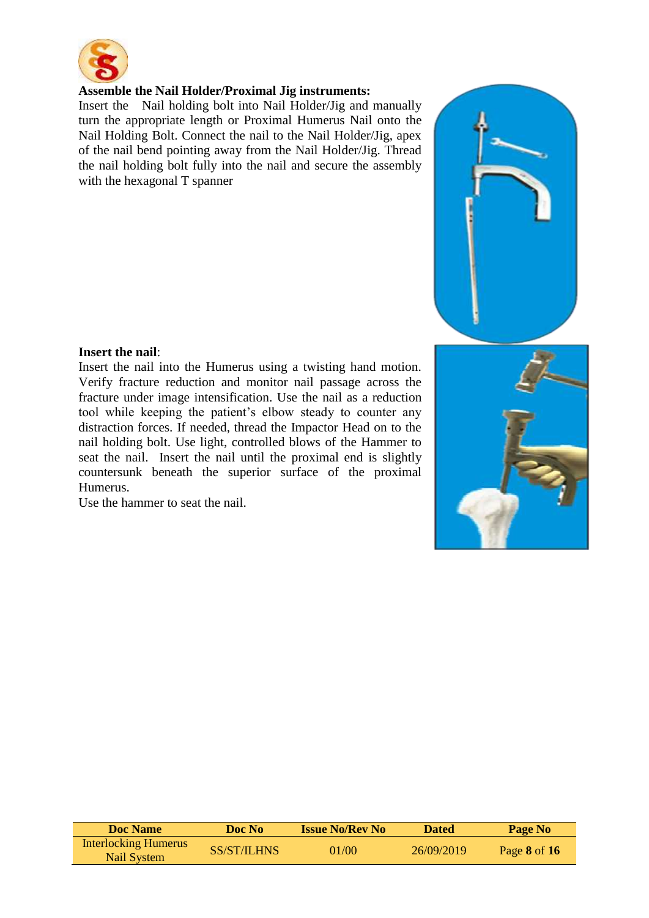**Assemble the Nail Holder/Proximal Jig instruments:**

Insert the Nail holding bolt into Nail Holder/Jig and manually turn the appropriate length or Proximal Humerus Nail onto the Nail Holding Bolt. Connect the nail to the Nail Holder/Jig, apex of the nail bend pointing away from the Nail Holder/Jig. Thread the nail holding bolt fully into the nail and secure the assembly with the hexagonal T spanner

**Insert the nail**:

Insert the nail into the Humerus using a twisting hand motion. Verify fracture reduction and monitor nail passage across the fracture under image intensification. Use the nail as a reduction tool while keeping the patient's elbow steady to counter any distraction forces. If needed, thread the Impactor Head on to the nail holding bolt. Use light, controlled blows of the Hammer to seat the nail. Insert the nail until the proximal end is slightly countersunk beneath the superior surface of the proximal Humerus.

Use the hammer to seat the nail.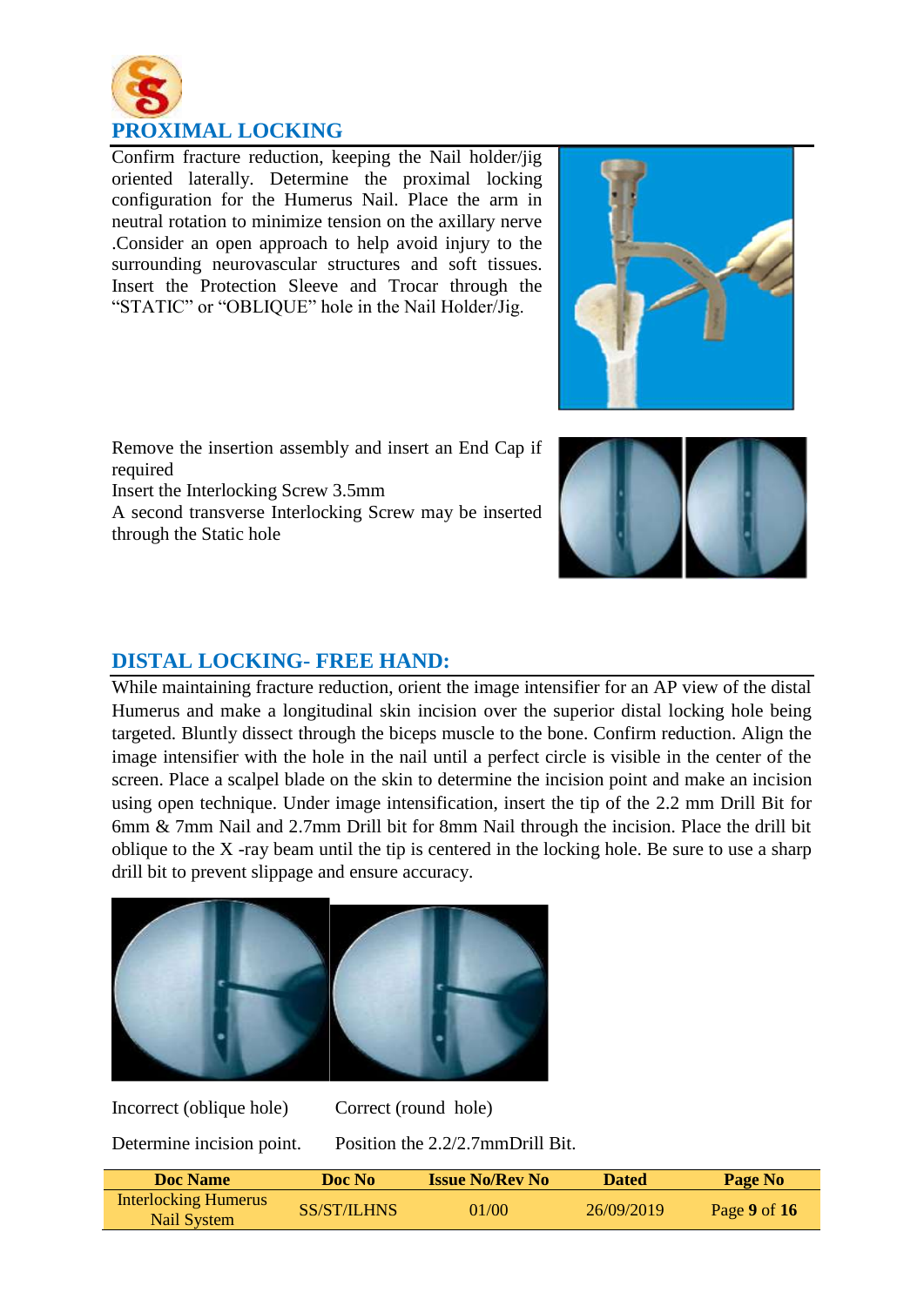## PROXIMAL LOCKING

Confirm fracture reduction, keeping the Nail holder/jig oriented laterally. Determine the proximal locking configuration for the Humerus Nail. Place the arm in neutral rotation to minimize tension on the axillary nerve .Consider an open approach to help avoid injury to the surrounding neurovascular structures and soft tissues. Insert the Protection Sleeve and Trocar through the "STATIC" or "OBLIQUE" hole in the Nail Holder/Jig.

Remove the insertion assembly and insert an End Cap if required

Insert the Interlocking Screw 3.5mm

A second transverse Interlocking Screw may be inserted through the Static hole

## DISTAL LOCKING- FREE HAND:

While maintaining fracture reduction, orient the image intensifier for an AP view of the distal Humerus and make a longitudinal skin incision over the superior distal locking hole being targeted. Bluntly dissect through the biceps muscle to the bone. Confirm reduction. Align the image intensifier with the hole in the nail until a perfect circle is visible in the center of the screen. Place a scalpel blade on the skin to determine the incision point and make an incision using open technique. Under image intensification, insert the tip of the 2.2 mm Drill Bit for 6mm & 7mm Nail and 2.7mm Drill bit for 8mm Nail through the incision. Place the drill bit oblique to the X -ray beam until the tip is centered in the locking hole. Be sure to use a sharp drill bit to prevent slippage and ensure accuracy.

Incorrect (oblique hole) Correct (round hole)

Determine incision point. Position the 2.2/2.7mmDrill Bit.

| Doc Name | Doc No | Issue No/Rev No | Dated | Page No |
|---|---|---|---|---|
| Interlocking Humerus Nail System | SS/ST/ILHNS | 01/00 | 26/09/2019 | Page **9** of **16** |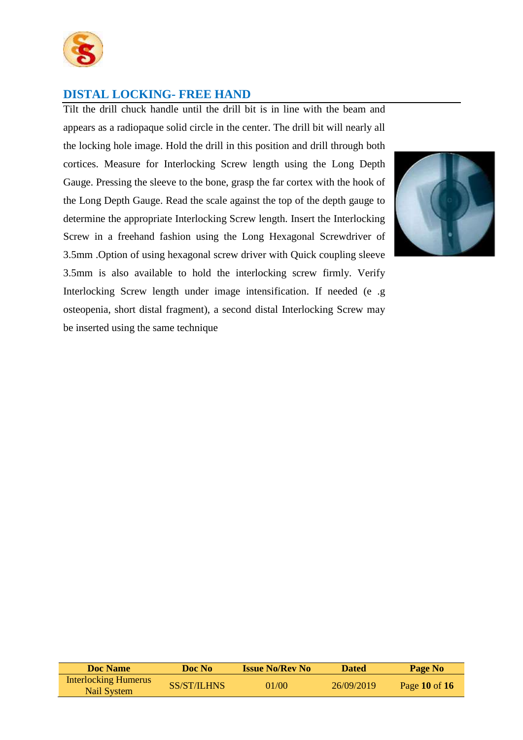## DISTAL LOCKING- FREE HAND

Tilt the drill chuck handle until the drill bit is in line with the beam and appears as a radiopaque solid circle in the center. The drill bit will nearly all the locking hole image. Hold the drill in this position and drill through both cortices. Measure for Interlocking Screw length using the Long Depth Gauge. Pressing the sleeve to the bone, grasp the far cortex with the hook of the Long Depth Gauge. Read the scale against the top of the depth gauge to determine the appropriate Interlocking Screw length. Insert the Interlocking Screw in a freehand fashion using the Long Hexagonal Screwdriver of 3.5mm .Option of using hexagonal screw driver with Quick coupling sleeve 3.5mm is also available to hold the interlocking screw firmly. Verify Interlocking Screw length under image intensification. If needed (e .g osteopenia, short distal fragment), a second distal Interlocking Screw may be inserted using the same technique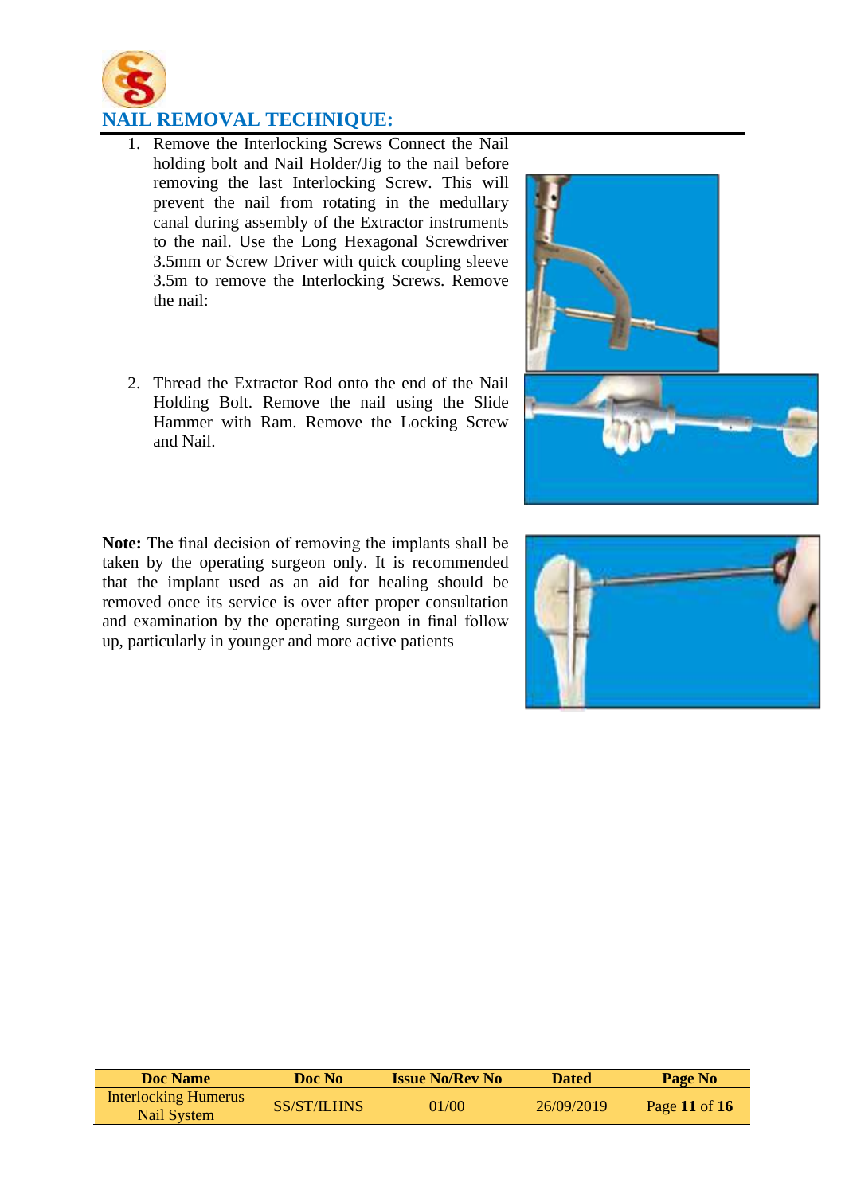## NAIL REMOVAL TECHNIQUE:

1. Remove the Interlocking Screws Connect the Nail holding bolt and Nail Holder/Jig to the nail before removing the last Interlocking Screw. This will prevent the nail from rotating in the medullary canal during assembly of the Extractor instruments to the nail. Use the Long Hexagonal Screwdriver 3.5mm or Screw Driver with quick coupling sleeve 3.5m to remove the Interlocking Screws. Remove the nail:

2. Thread the Extractor Rod onto the end of the Nail Holding Bolt. Remove the nail using the Slide Hammer with Ram. Remove the Locking Screw and Nail.

**Note:** The final decision of removing the implants shall be taken by the operating surgeon only. It is recommended that the implant used as an aid for healing should be removed once its service is over after proper consultation and examination by the operating surgeon in final follow up, particularly in younger and more active patients

| Doc Name | Doc No | Issue No/Rev No | Dated | Page No |
|---|---|---|---|---|
| Interlocking Humerus Nail System | SS/ST/ILHNS | 01/00 | 26/09/2019 | Page **11** of **16** |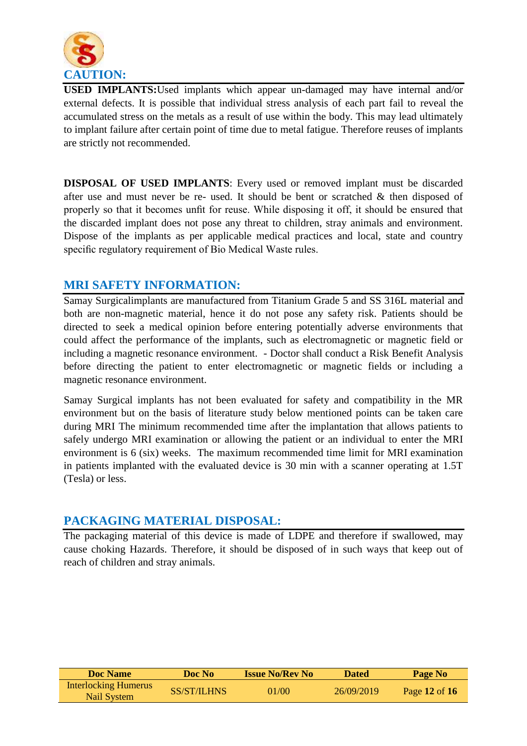## CAUTION:

**USED IMPLANTS:**Used implants which appear un-damaged may have internal and/or external defects. It is possible that individual stress analysis of each part fail to reveal the accumulated stress on the metals as a result of use within the body. This may lead ultimately to implant failure after certain point of time due to metal fatigue. Therefore reuses of implants are strictly not recommended.

**DISPOSAL OF USED IMPLANTS**: Every used or removed implant must be discarded after use and must never be re- used. It should be bent or scratched & then disposed of properly so that it becomes unfit for reuse. While disposing it off, it should be ensured that the discarded implant does not pose any threat to children, stray animals and environment. Dispose of the implants as per applicable medical practices and local, state and country specific regulatory requirement of Bio Medical Waste rules.

## MRI SAFETY INFORMATION:

Samay Surgicalimplants are manufactured from Titanium Grade 5 and SS 316L material and both are non-magnetic material, hence it do not pose any safety risk. Patients should be directed to seek a medical opinion before entering potentially adverse environments that could affect the performance of the implants, such as electromagnetic or magnetic field or including a magnetic resonance environment. - Doctor shall conduct a Risk Benefit Analysis before directing the patient to enter electromagnetic or magnetic fields or including a magnetic resonance environment.

Samay Surgical implants has not been evaluated for safety and compatibility in the MR environment but on the basis of literature study below mentioned points can be taken care during MRI The minimum recommended time after the implantation that allows patients to safely undergo MRI examination or allowing the patient or an individual to enter the MRI environment is 6 (six) weeks. The maximum recommended time limit for MRI examination in patients implanted with the evaluated device is 30 min with a scanner operating at 1.5T (Tesla) or less.

## PACKAGING MATERIAL DISPOSAL:

The packaging material of this device is made of LDPE and therefore if swallowed, may cause choking Hazards. Therefore, it should be disposed of in such ways that keep out of reach of children and stray animals.

| Doc Name | Doc No | Issue No/Rev No | Dated | Page No |
|---|---|---|---|---|
| Interlocking Humerus Nail System | SS/ST/ILHNS | 01/00 | 26/09/2019 | Page **12** of **16** |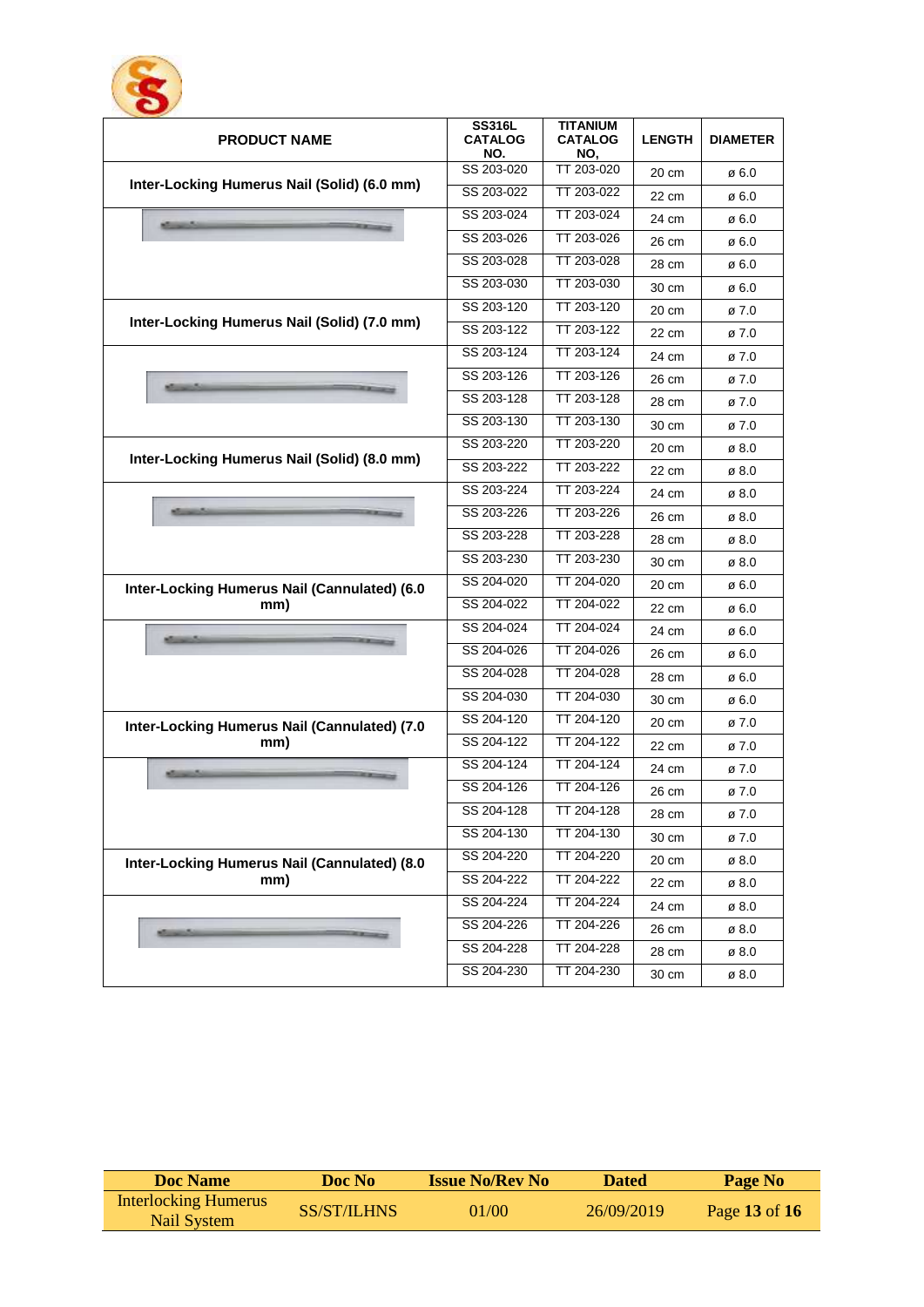| PRODUCT NAME | SS316L CATALOG NO. | TITANIUM CATALOG NO, | LENGTH | DIAMETER |
|---|---|---|---|---|
| **Inter-Locking Humerus Nail (Solid) (6.0 mm)** | SS 203-020 | TT 203-020 | 20 cm | ø 6.0 |
| | SS 203-022 | TT 203-022 | 22 cm | ø 6.0 |
| | SS 203-024 | TT 203-024 | 24 cm | ø 6.0 |
| | SS 203-026 | TT 203-026 | 26 cm | ø 6.0 |
| | SS 203-028 | TT 203-028 | 28 cm | ø 6.0 |
| | SS 203-030 | TT 203-030 | 30 cm | ø 6.0 |
| **Inter-Locking Humerus Nail (Solid) (7.0 mm)** | SS 203-120 | TT 203-120 | 20 cm | ø 7.0 |
| | SS 203-122 | TT 203-122 | 22 cm | ø 7.0 |
| | SS 203-124 | TT 203-124 | 24 cm | ø 7.0 |
| | SS 203-126 | TT 203-126 | 26 cm | ø 7.0 |
| | SS 203-128 | TT 203-128 | 28 cm | ø 7.0 |
| | SS 203-130 | TT 203-130 | 30 cm | ø 7.0 |
| **Inter-Locking Humerus Nail (Solid) (8.0 mm)** | SS 203-220 | TT 203-220 | 20 cm | ø 8.0 |
| | SS 203-222 | TT 203-222 | 22 cm | ø 8.0 |
| | SS 203-224 | TT 203-224 | 24 cm | ø 8.0 |
| | SS 203-226 | TT 203-226 | 26 cm | ø 8.0 |
| | SS 203-228 | TT 203-228 | 28 cm | ø 8.0 |
| | SS 203-230 | TT 203-230 | 30 cm | ø 8.0 |
| **Inter-Locking Humerus Nail (Cannulated) (6.0 mm)** | SS 204-020 | TT 204-020 | 20 cm | ø 6.0 |
| | SS 204-022 | TT 204-022 | 22 cm | ø 6.0 |
| | SS 204-024 | TT 204-024 | 24 cm | ø 6.0 |
| | SS 204-026 | TT 204-026 | 26 cm | ø 6.0 |
| | SS 204-028 | TT 204-028 | 28 cm | ø 6.0 |
| | SS 204-030 | TT 204-030 | 30 cm | ø 6.0 |
| **Inter-Locking Humerus Nail (Cannulated) (7.0 mm)** | SS 204-120 | TT 204-120 | 20 cm | ø 7.0 |
| | SS 204-122 | TT 204-122 | 22 cm | ø 7.0 |
| | SS 204-124 | TT 204-124 | 24 cm | ø 7.0 |
| | SS 204-126 | TT 204-126 | 26 cm | ø 7.0 |
| | SS 204-128 | TT 204-128 | 28 cm | ø 7.0 |
| | SS 204-130 | TT 204-130 | 30 cm | ø 7.0 |
| **Inter-Locking Humerus Nail (Cannulated) (8.0 mm)** | SS 204-220 | TT 204-220 | 20 cm | ø 8.0 |
| | SS 204-222 | TT 204-222 | 22 cm | ø 8.0 |
| | SS 204-224 | TT 204-224 | 24 cm | ø 8.0 |
| | SS 204-226 | TT 204-226 | 26 cm | ø 8.0 |
| | SS 204-228 | TT 204-228 | 28 cm | ø 8.0 |
| | SS 204-230 | TT 204-230 | 30 cm | ø 8.0 |

| Doc Name | Doc No | Issue No/Rev No | Dated | Page No |
|---|---|---|---|---|
| Interlocking Humerus Nail System | SS/ST/ILHNS | 01/00 | 26/09/2019 | Page **13** of **16** |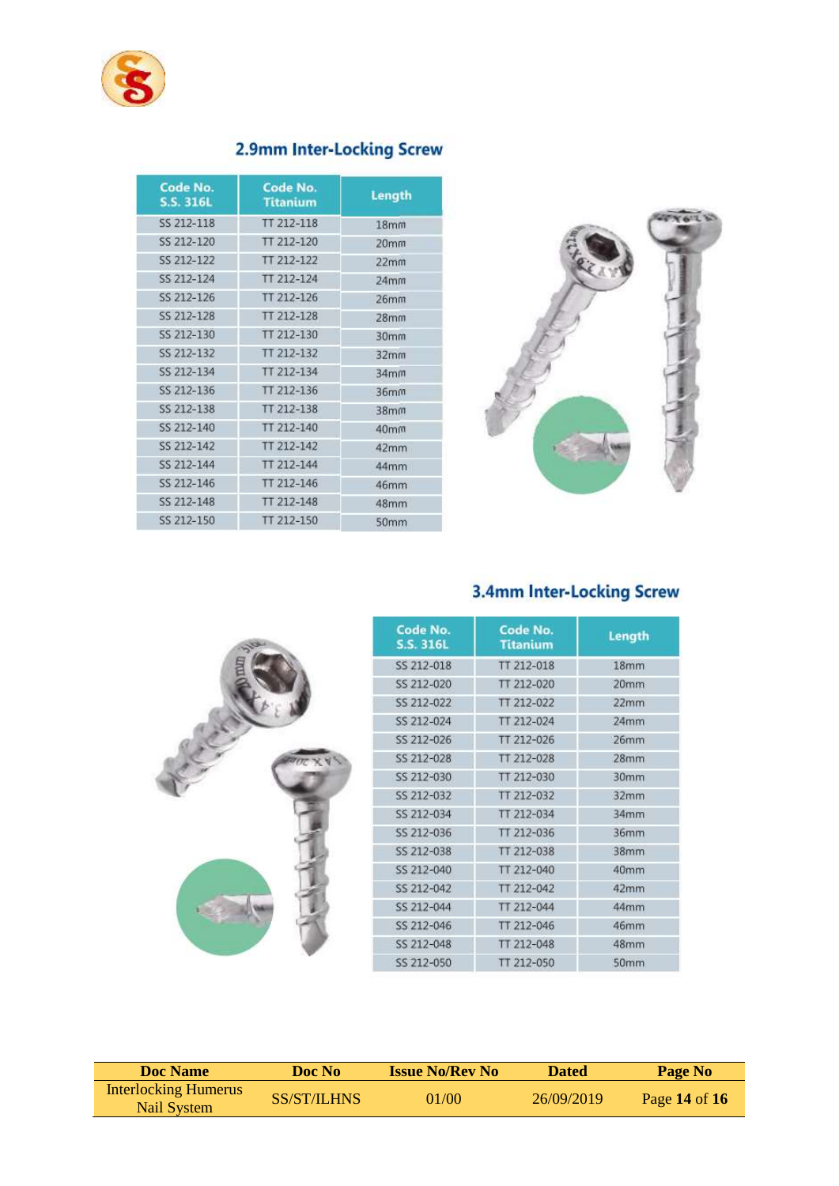## 2.9mm Inter-Locking Screw

| Code No. S.S. 316L | Code No. Titanium | Length |
|---|---|---|
| SS 212-118 | TT 212-118 | 18mm |
| SS 212-120 | TT 212-120 | 20mm |
| SS 212-122 | TT 212-122 | 22mm |
| SS 212-124 | TT 212-124 | 24mm |
| SS 212-126 | TT 212-126 | 26mm |
| SS 212-128 | TT 212-128 | 28mm |
| SS 212-130 | TT 212-130 | 30mm |
| SS 212-132 | TT 212-132 | 32mm |
| SS 212-134 | TT 212-134 | 34mm |
| SS 212-136 | TT 212-136 | 36mm |
| SS 212-138 | TT 212-138 | 38mm |
| SS 212-140 | TT 212-140 | 40mm |
| SS 212-142 | TT 212-142 | 42mm |
| SS 212-144 | TT 212-144 | 44mm |
| SS 212-146 | TT 212-146 | 46mm |
| SS 212-148 | TT 212-148 | 48mm |
| SS 212-150 | TT 212-150 | 50mm |

## 3.4mm Inter-Locking Screw

| Code No. S.S. 316L | Code No. Titanium | Length |
|---|---|---|
| SS 212-018 | TT 212-018 | 18mm |
| SS 212-020 | TT 212-020 | 20mm |
| SS 212-022 | TT 212-022 | 22mm |
| SS 212-024 | TT 212-024 | 24mm |
| SS 212-026 | TT 212-026 | 26mm |
| SS 212-028 | TT 212-028 | 28mm |
| SS 212-030 | TT 212-030 | 30mm |
| SS 212-032 | TT 212-032 | 32mm |
| SS 212-034 | TT 212-034 | 34mm |
| SS 212-036 | TT 212-036 | 36mm |
| SS 212-038 | TT 212-038 | 38mm |
| SS 212-040 | TT 212-040 | 40mm |
| SS 212-042 | TT 212-042 | 42mm |
| SS 212-044 | TT 212-044 | 44mm |
| SS 212-046 | TT 212-046 | 46mm |
| SS 212-048 | TT 212-048 | 48mm |
| SS 212-050 | TT 212-050 | 50mm |

| Doc Name | Doc No | Issue No/Rev No | Dated | Page No |
|---|---|---|---|---|
| Interlocking Humerus Nail System | SS/ST/ILHNS | 01/00 | 26/09/2019 | Page **14** of **16** |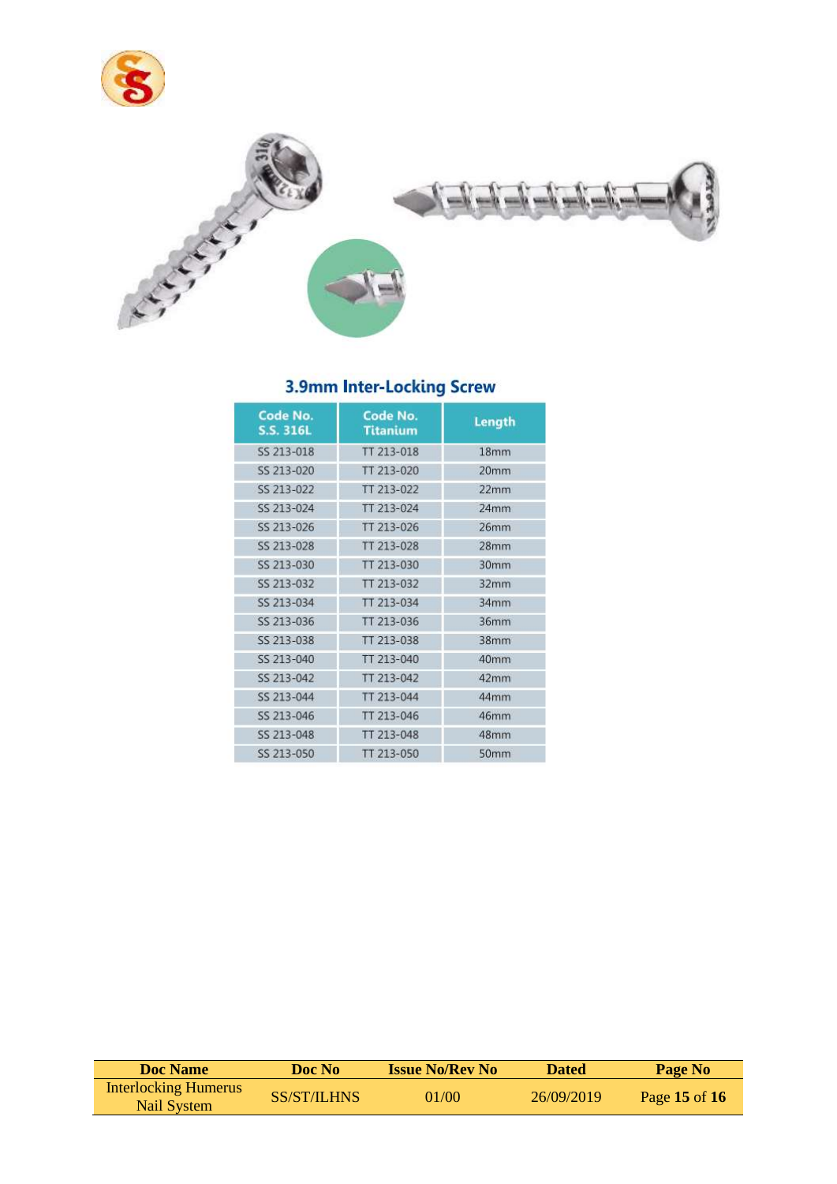## 3.9mm Inter-Locking Screw

| Code No. S.S. 316L | Code No. Titanium | Length |
|---|---|---|
| SS 213-018 | TT 213-018 | 18mm |
| SS 213-020 | TT 213-020 | 20mm |
| SS 213-022 | TT 213-022 | 22mm |
| SS 213-024 | TT 213-024 | 24mm |
| SS 213-026 | TT 213-026 | 26mm |
| SS 213-028 | TT 213-028 | 28mm |
| SS 213-030 | TT 213-030 | 30mm |
| SS 213-032 | TT 213-032 | 32mm |
| SS 213-034 | TT 213-034 | 34mm |
| SS 213-036 | TT 213-036 | 36mm |
| SS 213-038 | TT 213-038 | 38mm |
| SS 213-040 | TT 213-040 | 40mm |
| SS 213-042 | TT 213-042 | 42mm |
| SS 213-044 | TT 213-044 | 44mm |
| SS 213-046 | TT 213-046 | 46mm |
| SS 213-048 | TT 213-048 | 48mm |
| SS 213-050 | TT 213-050 | 50mm |

| Doc Name | Doc No | Issue No/Rev No | Dated | Page No |
|---|---|---|---|---|
| Interlocking Humerus Nail System | SS/ST/ILHNS | 01/00 | 26/09/2019 | Page **15** of **16** |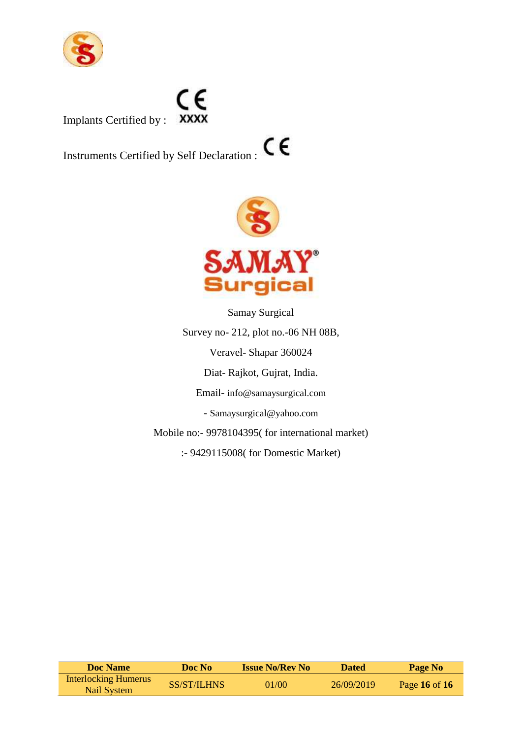Implants Certified by : CE XXXX

Instruments Certified by Self Declaration : CE

SAMAY® Surgical

Samay Surgical

Survey no- 212, plot no.-06 NH 08B,

Veravel- Shapar 360024

Diat- Rajkot, Gujrat, India.

Email- info@samaysurgical.com

- Samaysurgical@yahoo.com

Mobile no:- 9978104395( for international market)

:- 9429115008( for Domestic Market)

| Doc Name | Doc No | Issue No/Rev No | Dated | Page No |
|---|---|---|---|---|
| Interlocking Humerus Nail System | SS/ST/ILHNS | 01/00 | 26/09/2019 | Page **16** of **16** |